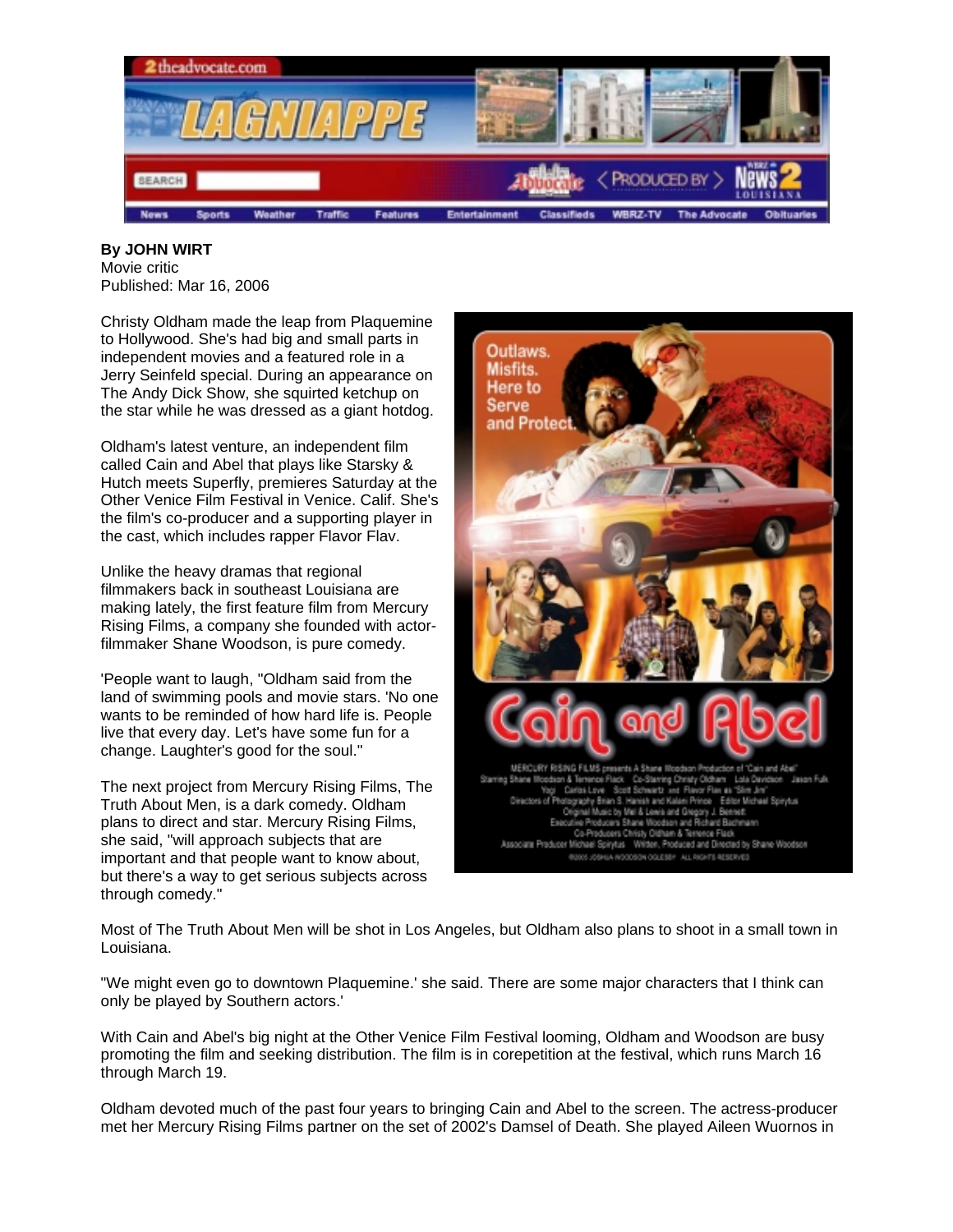**By JOHN WIRT**
Movie critic
Published: Mar 16, 2006

Christy Oldham made the leap from Plaquemine to Hollywood. She's had big and small parts in independent movies and a featured role in a Jerry Seinfeld special. During an appearance on The Andy Dick Show, she squirted ketchup on the star while he was dressed as a giant hotdog.

Oldham's latest venture, an independent film called Cain and Abel that plays like Starsky & Hutch meets Superfly, premieres Saturday at the Other Venice Film Festival in Venice. Calif. She's the film's co-producer and a supporting player in the cast, which includes rapper Flavor Flav.

Unlike the heavy dramas that regional filmmakers back in southeast Louisiana are making lately, the first feature film from Mercury Rising Films, a company she founded with actor-filmmaker Shane Woodson, is pure comedy.

'People want to laugh, "Oldham said from the land of swimming pools and movie stars. 'No one wants to be reminded of how hard life is. People live that every day. Let's have some fun for a change. Laughter's good for the soul."

The next project from Mercury Rising Films, The Truth About Men, is a dark comedy. Oldham plans to direct and star. Mercury Rising Films, she said, "will approach subjects that are important and that people want to know about, but there's a way to get serious subjects across through comedy."

Most of The Truth About Men will be shot in Los Angeles, but Oldham also plans to shoot in a small town in Louisiana.

"We might even go to downtown Plaquemine.' she said. There are some major characters that I think can only be played by Southern actors.'

With Cain and Abel's big night at the Other Venice Film Festival looming, Oldham and Woodson are busy promoting the film and seeking distribution. The film is in corepetition at the festival, which runs March 16 through March 19.

Oldham devoted much of the past four years to bringing Cain and Abel to the screen. The actress-producer met her Mercury Rising Films partner on the set of 2002's Damsel of Death. She played Aileen Wuornos in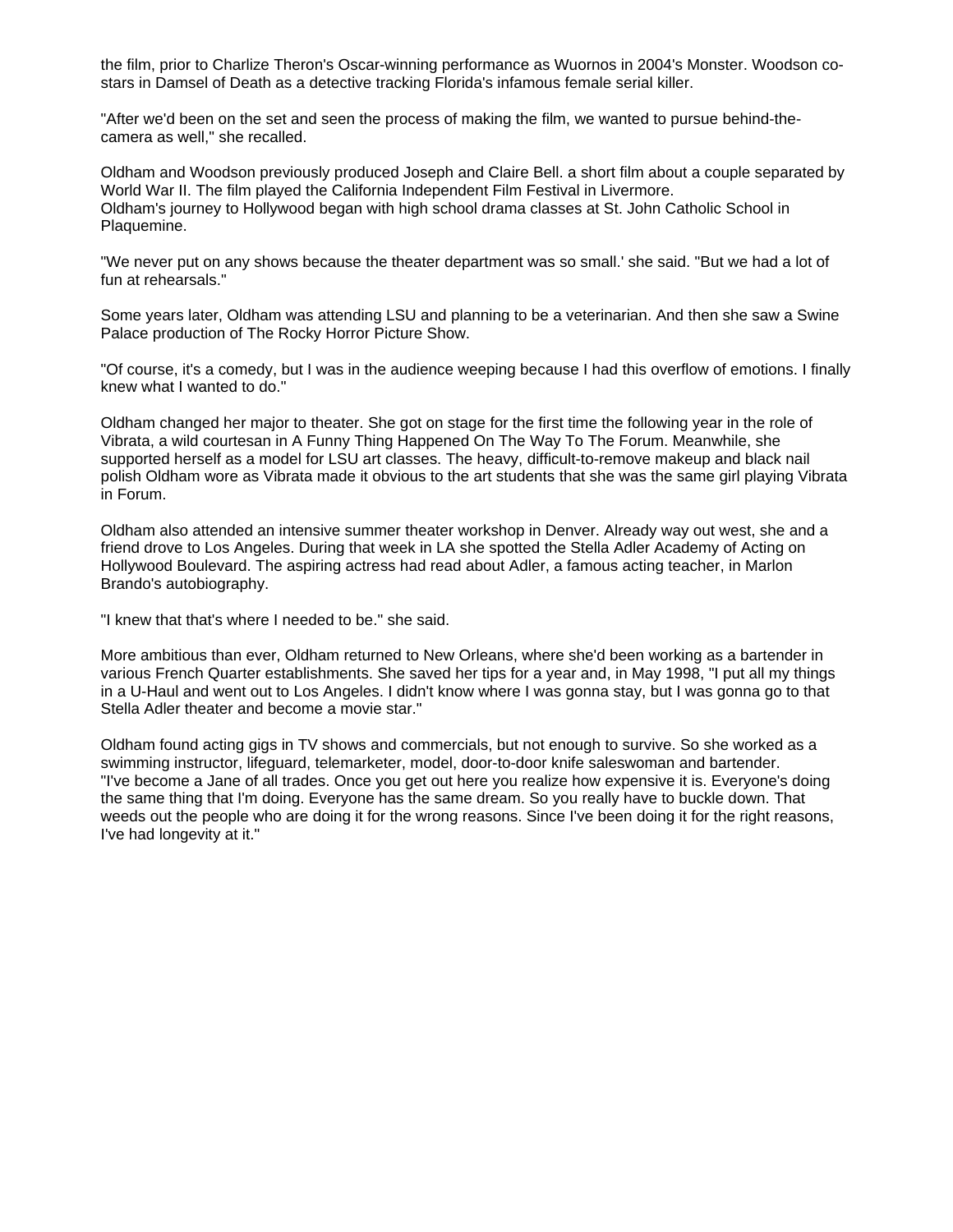the film, prior to Charlize Theron's Oscar-winning performance as Wuornos in 2004's Monster. Woodson co-stars in Damsel of Death as a detective tracking Florida's infamous female serial killer.

"After we'd been on the set and seen the process of making the film, we wanted to pursue behind-the-camera as well," she recalled.

Oldham and Woodson previously produced Joseph and Claire Bell. a short film about a couple separated by World War II. The film played the California Independent Film Festival in Livermore.
Oldham's journey to Hollywood began with high school drama classes at St. John Catholic School in Plaquemine.

"We never put on any shows because the theater department was so small.' she said. "But we had a lot of fun at rehearsals."

Some years later, Oldham was attending LSU and planning to be a veterinarian. And then she saw a Swine Palace production of The Rocky Horror Picture Show.

"Of course, it's a comedy, but I was in the audience weeping because I had this overflow of emotions. I finally knew what I wanted to do."

Oldham changed her major to theater. She got on stage for the first time the following year in the role of Vibrata, a wild courtesan in A Funny Thing Happened On The Way To The Forum. Meanwhile, she supported herself as a model for LSU art classes. The heavy, difficult-to-remove makeup and black nail polish Oldham wore as Vibrata made it obvious to the art students that she was the same girl playing Vibrata in Forum.

Oldham also attended an intensive summer theater workshop in Denver. Already way out west, she and a friend drove to Los Angeles. During that week in LA she spotted the Stella Adler Academy of Acting on Hollywood Boulevard. The aspiring actress had read about Adler, a famous acting teacher, in Marlon Brando's autobiography.

"I knew that that's where I needed to be." she said.

More ambitious than ever, Oldham returned to New Orleans, where she'd been working as a bartender in various French Quarter establishments. She saved her tips for a year and, in May 1998, "I put all my things in a U-Haul and went out to Los Angeles. I didn't know where I was gonna stay, but I was gonna go to that Stella Adler theater and become a movie star."

Oldham found acting gigs in TV shows and commercials, but not enough to survive. So she worked as a swimming instructor, lifeguard, telemarketer, model, door-to-door knife saleswoman and bartender.
"I've become a Jane of all trades. Once you get out here you realize how expensive it is. Everyone's doing the same thing that I'm doing. Everyone has the same dream. So you really have to buckle down. That weeds out the people who are doing it for the wrong reasons. Since I've been doing it for the right reasons, I've had longevity at it."